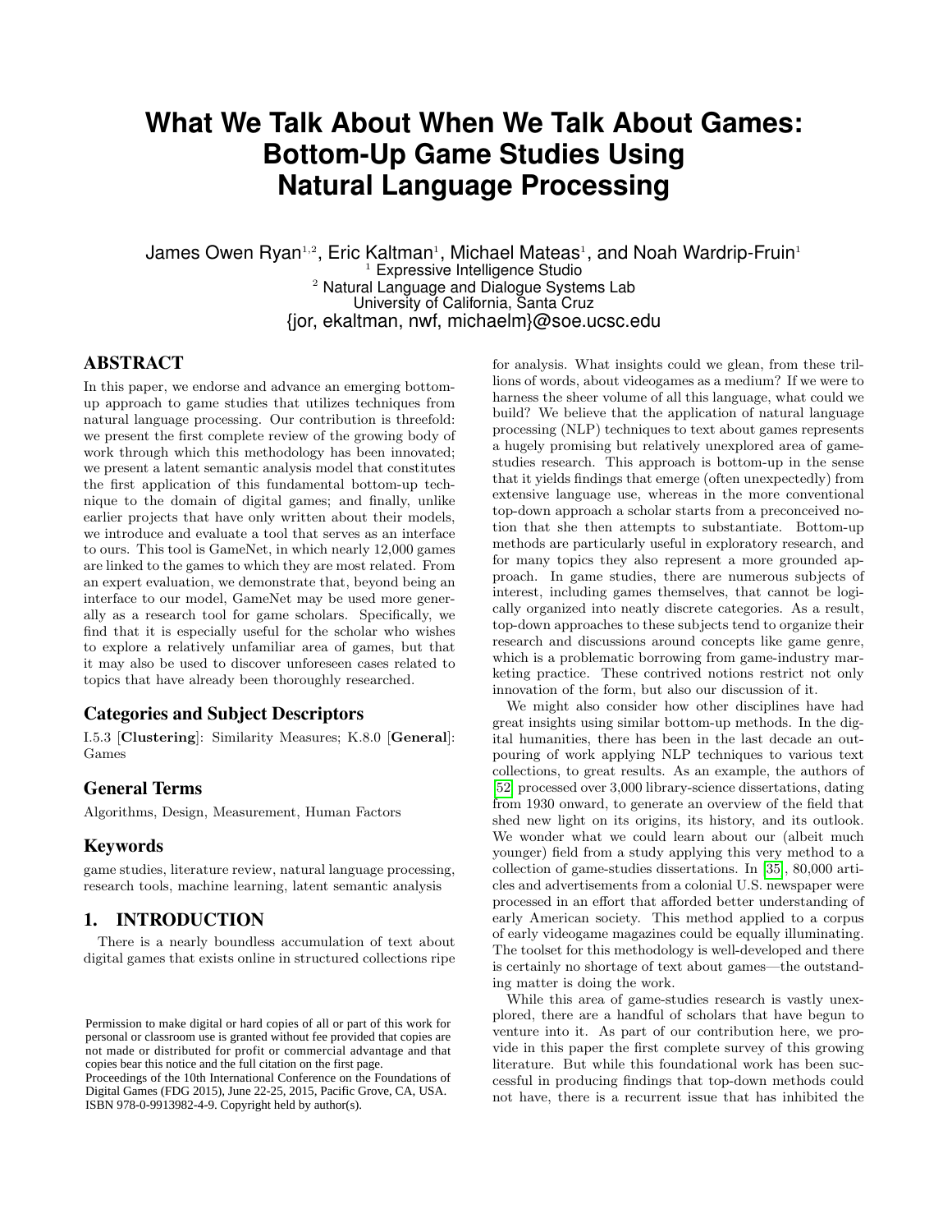# What We Talk About When We Talk About Games: Bottom-Up Game Studies Using Natural Language Processing

James Owen Ryan[1,2], Eric Kaltman[1], Michael Mateas[1], and Noah Wardrip-Fruin[1]

[1] Expressive Intelligence Studio

[2] Natural Language and Dialogue Systems Lab

University of California, Santa Cruz

{jor, ekaltman, nwf, michaelm}@soe.ucsc.edu

## ABSTRACT

In this paper, we endorse and advance an emerging bottom-up approach to game studies that utilizes techniques from natural language processing. Our contribution is threefold: we present the first complete review of the growing body of work through which this methodology has been innovated; we present a latent semantic analysis model that constitutes the first application of this fundamental bottom-up technique to the domain of digital games; and finally, unlike earlier projects that have only written about their models, we introduce and evaluate a tool that serves as an interface to ours. This tool is GameNet, in which nearly 12,000 games are linked to the games to which they are most related. From an expert evaluation, we demonstrate that, beyond being an interface to our model, GameNet may be used more generally as a research tool for game scholars. Specifically, we find that it is especially useful for the scholar who wishes to explore a relatively unfamiliar area of games, but that it may also be used to discover unforeseen cases related to topics that have already been thoroughly researched.

### Categories and Subject Descriptors

I.5.3 [**Clustering**]: Similarity Measures; K.8.0 [**General**]: Games

### General Terms

Algorithms, Design, Measurement, Human Factors

### Keywords

game studies, literature review, natural language processing, research tools, machine learning, latent semantic analysis

## 1. INTRODUCTION

There is a nearly boundless accumulation of text about digital games that exists online in structured collections ripe for analysis. What insights could we glean, from these trillions of words, about videogames as a medium? If we were to harness the sheer volume of all this language, what could we build? We believe that the application of natural language processing (NLP) techniques to text about games represents a hugely promising but relatively unexplored area of game-studies research. This approach is bottom-up in the sense that it yields findings that emerge (often unexpectedly) from extensive language use, whereas in the more conventional top-down approach a scholar starts from a preconceived notion that she then attempts to substantiate. Bottom-up methods are particularly useful in exploratory research, and for many topics they also represent a more grounded approach. In game studies, there are numerous subjects of interest, including games themselves, that cannot be logically organized into neatly discrete categories. As a result, top-down approaches to these subjects tend to organize their research and discussions around concepts like game genre, which is a problematic borrowing from game-industry marketing practice. These contrived notions restrict not only innovation of the form, but also our discussion of it.

We might also consider how other disciplines have had great insights using similar bottom-up methods. In the digital humanities, there has been in the last decade an outpouring of work applying NLP techniques to various text collections, to great results. As an example, the authors of [52] processed over 3,000 library-science dissertations, dating from 1930 onward, to generate an overview of the field that shed new light on its origins, its history, and its outlook. We wonder what we could learn about our (albeit much younger) field from a study applying this very method to a collection of game-studies dissertations. In [35], 80,000 articles and advertisements from a colonial U.S. newspaper were processed in an effort that afforded better understanding of early American society. This method applied to a corpus of early videogame magazines could be equally illuminating. The toolset for this methodology is well-developed and there is certainly no shortage of text about games—the outstanding matter is doing the work.

While this area of game-studies research is vastly unexplored, there are a handful of scholars that have begun to venture into it. As part of our contribution here, we provide in this paper the first complete survey of this growing literature. But while this foundational work has been successful in producing findings that top-down methods could not have, there is a recurrent issue that has inhibited the

Permission to make digital or hard copies of all or part of this work for personal or classroom use is granted without fee provided that copies are not made or distributed for profit or commercial advantage and that copies bear this notice and the full citation on the first page.
Proceedings of the 10th International Conference on the Foundations of Digital Games (FDG 2015), June 22-25, 2015, Pacific Grove, CA, USA. ISBN 978-0-9913982-4-9. Copyright held by author(s).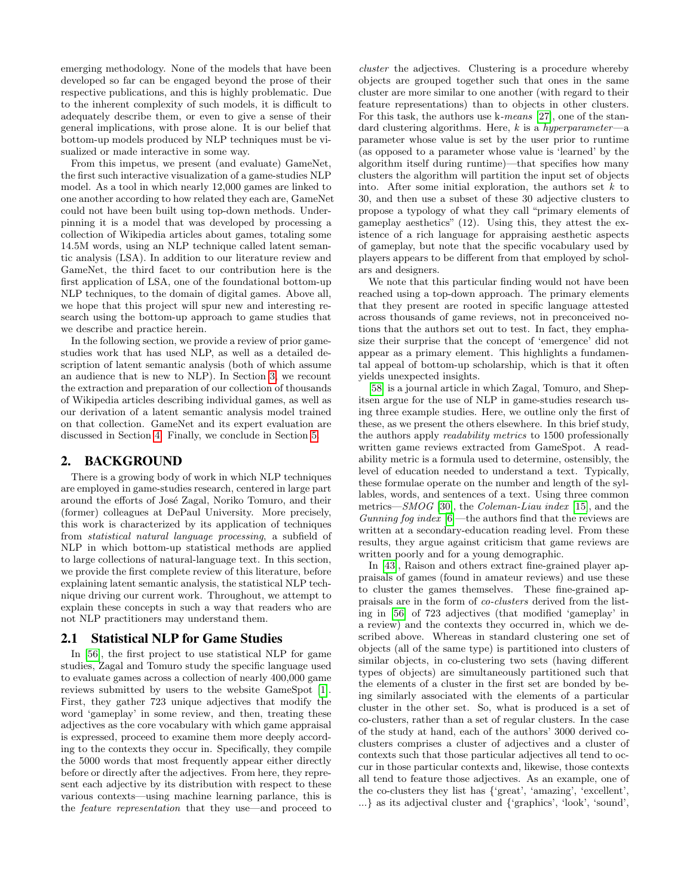emerging methodology. None of the models that have been developed so far can be engaged beyond the prose of their respective publications, and this is highly problematic. Due to the inherent complexity of such models, it is difficult to adequately describe them, or even to give a sense of their general implications, with prose alone. It is our belief that bottom-up models produced by NLP techniques must be visualized or made interactive in some way.

From this impetus, we present (and evaluate) GameNet, the first such interactive visualization of a game-studies NLP model. As a tool in which nearly 12,000 games are linked to one another according to how related they each are, GameNet could not have been built using top-down methods. Underpinning it is a model that was developed by processing a collection of Wikipedia articles about games, totaling some 14.5M words, using an NLP technique called latent semantic analysis (LSA). In addition to our literature review and GameNet, the third facet to our contribution here is the first application of LSA, one of the foundational bottom-up NLP techniques, to the domain of digital games. Above all, we hope that this project will spur new and interesting research using the bottom-up approach to game studies that we describe and practice herein.

In the following section, we provide a review of prior game-studies work that has used NLP, as well as a detailed description of latent semantic analysis (both of which assume an audience that is new to NLP). In Section 3, we recount the extraction and preparation of our collection of thousands of Wikipedia articles describing individual games, as well as our derivation of a latent semantic analysis model trained on that collection. GameNet and its expert evaluation are discussed in Section 4. Finally, we conclude in Section 5.

## 2. BACKGROUND

There is a growing body of work in which NLP techniques are employed in game-studies research, centered in large part around the efforts of José Zagal, Noriko Tomuro, and their (former) colleagues at DePaul University. More precisely, this work is characterized by its application of techniques from *statistical natural language processing*, a subfield of NLP in which bottom-up statistical methods are applied to large collections of natural-language text. In this section, we provide the first complete review of this literature, before explaining latent semantic analysis, the statistical NLP technique driving our current work. Throughout, we attempt to explain these concepts in such a way that readers who are not NLP practitioners may understand them.

### 2.1 Statistical NLP for Game Studies

In [56], the first project to use statistical NLP for game studies, Zagal and Tomuro study the specific language used to evaluate games across a collection of nearly 400,000 game reviews submitted by users to the website GameSpot [1]. First, they gather 723 unique adjectives that modify the word 'gameplay' in some review, and then, treating these adjectives as the core vocabulary with which game appraisal is expressed, proceed to examine them more deeply according to the contexts they occur in. Specifically, they compile the 5000 words that most frequently appear either directly before or directly after the adjectives. From here, they represent each adjective by its distribution with respect to these various contexts—using machine learning parlance, this is the *feature representation* that they use—and proceed to *cluster* the adjectives. Clustering is a procedure whereby objects are grouped together such that ones in the same cluster are more similar to one another (with regard to their feature representations) than to objects in other clusters. For this task, the authors use k-*means* [27], one of the standard clustering algorithms. Here, $k$ is a *hyperparameter*—a parameter whose value is set by the user prior to runtime (as opposed to a parameter whose value is 'learned' by the algorithm itself during runtime)—that specifies how many clusters the algorithm will partition the input set of objects into. After some initial exploration, the authors set $k$ to 30, and then use a subset of these 30 adjective clusters to propose a typology of what they call "primary elements of gameplay aesthetics" (12). Using this, they attest the existence of a rich language for appraising aesthetic aspects of gameplay, but note that the specific vocabulary used by players appears to be different from that employed by scholars and designers.

We note that this particular finding would not have been reached using a top-down approach. The primary elements that they present are rooted in specific language attested across thousands of game reviews, not in preconceived notions that the authors set out to test. In fact, they emphasize their surprise that the concept of 'emergence' did not appear as a primary element. This highlights a fundamental appeal of bottom-up scholarship, which is that it often yields unexpected insights.

[58] is a journal article in which Zagal, Tomuro, and Shepitsen argue for the use of NLP in game-studies research using three example studies. Here, we outline only the first of these, as we present the others elsewhere. In this brief study, the authors apply *readability metrics* to 1500 professionally written game reviews extracted from GameSpot. A readability metric is a formula used to determine, ostensibly, the level of education needed to understand a text. Typically, these formulae operate on the number and length of the syllables, words, and sentences of a text. Using three common metrics—*SMOG* [30], the *Coleman-Liau index* [15], and the *Gunning fog index* [6]—the authors find that the reviews are written at a secondary-education reading level. From these results, they argue against criticism that game reviews are written poorly and for a young demographic.

In [43], Raison and others extract fine-grained player appraisals of games (found in amateur reviews) and use these to cluster the games themselves. These fine-grained appraisals are in the form of *co-clusters* derived from the listing in [56] of 723 adjectives (that modified 'gameplay' in a review) and the contexts they occurred in, which we described above. Whereas in standard clustering one set of objects (all of the same type) is partitioned into clusters of similar objects, in co-clustering two sets (having different types of objects) are simultaneously partitioned such that the elements of a cluster in the first set are bonded by being similarly associated with the elements of a particular cluster in the other set. So, what is produced is a set of co-clusters, rather than a set of regular clusters. In the case of the study at hand, each of the authors' 3000 derived co-clusters comprises a cluster of adjectives and a cluster of contexts such that those particular adjectives all tend to occur in those particular contexts and, likewise, those contexts all tend to feature those adjectives. As an example, one of the co-clusters they list has {'great', 'amazing', 'excellent', ...} as its adjectival cluster and {'graphics', 'look', 'sound',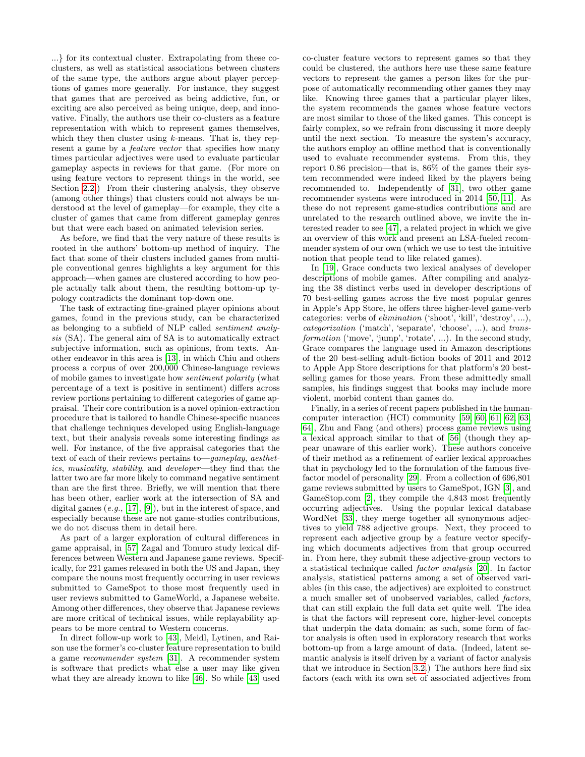...} for its contextual cluster. Extrapolating from these co-clusters, as well as statistical associations between clusters of the same type, the authors argue about player perceptions of games more generally. For instance, they suggest that games that are perceived as being addictive, fun, or exciting are also perceived as being unique, deep, and innovative. Finally, the authors use their co-clusters as a feature representation with which to represent games themselves, which they then cluster using $k$-means. That is, they represent a game by a *feature vector* that specifies how many times particular adjectives were used to evaluate particular gameplay aspects in reviews for that game. (For more on using feature vectors to represent things in the world, see Section 2.2.) From their clustering analysis, they observe (among other things) that clusters could not always be understood at the level of gameplay—for example, they cite a cluster of games that came from different gameplay genres but that were each based on animated television series.

As before, we find that the very nature of these results is rooted in the authors' bottom-up method of inquiry. The fact that some of their clusters included games from multiple conventional genres highlights a key argument for this approach—when games are clustered according to how people actually talk about them, the resulting bottom-up typology contradicts the dominant top-down one.

The task of extracting fine-grained player opinions about games, found in the previous study, can be characterized as belonging to a subfield of NLP called *sentiment analysis* (SA). The general aim of SA is to automatically extract subjective information, such as opinions, from texts. Another endeavor in this area is [13], in which Chiu and others process a corpus of over 200,000 Chinese-language reviews of mobile games to investigate how *sentiment polarity* (what percentage of a text is positive in sentiment) differs across review portions pertaining to different categories of game appraisal. Their core contribution is a novel opinion-extraction procedure that is tailored to handle Chinese-specific nuances that challenge techniques developed using English-language text, but their analysis reveals some interesting findings as well. For instance, of the five appraisal categories that the text of each of their reviews pertains to—*gameplay*, *aesthetics*, *musicality*, *stability*, and *developer*—they find that the latter two are far more likely to command negative sentiment than are the first three. Briefly, we will mention that there has been other, earlier work at the intersection of SA and digital games (*e.g.*, [17], [9]), but in the interest of space, and especially because these are not game-studies contributions, we do not discuss them in detail here.

As part of a larger exploration of cultural differences in game appraisal, in [57] Zagal and Tomuro study lexical differences between Western and Japanese game reviews. Specifically, for 221 games released in both the US and Japan, they compare the nouns most frequently occurring in user reviews submitted to GameSpot to those most frequently used in user reviews submitted to GameWorld, a Japanese website. Among other differences, they observe that Japanese reviews are more critical of technical issues, while replayability appears to be more central to Western concerns.

In direct follow-up work to [43], Meidl, Lytinen, and Raison use the former's co-cluster feature representation to build a game *recommender system* [31]. A recommender system is software that predicts what else a user may like given what they are already known to like [46]. So while [43] used co-cluster feature vectors to represent games so that they could be clustered, the authors here use these same feature vectors to represent the games a person likes for the purpose of automatically recommending other games they may like. Knowing three games that a particular player likes, the system recommends the games whose feature vectors are most similar to those of the liked games. This concept is fairly complex, so we refrain from discussing it more deeply until the next section. To measure the system's accuracy, the authors employ an offline method that is conventionally used to evaluate recommender systems. From this, they report 0.86 precision—that is, 86% of the games their system recommended were indeed liked by the players being recommended to. Independently of [31], two other game recommender systems were introduced in 2014 [50, 11]. As these do not represent game-studies contributions and are unrelated to the research outlined above, we invite the interested reader to see [47], a related project in which we give an overview of this work and present an LSA-fueled recommender system of our own (which we use to test the intuitive notion that people tend to like related games).

In [19], Grace conducts two lexical analyses of developer descriptions of mobile games. After compiling and analyzing the 38 distinct verbs used in developer descriptions of 70 best-selling games across the five most popular genres in Apple's App Store, he offers three higher-level game-verb categories: verbs of *elimination* ('shoot', 'kill', 'destroy', ...), *categorization* ('match', 'separate', 'choose', ...), and *transformation* ('move', 'jump', 'rotate', ...). In the second study, Grace compares the language used in Amazon descriptions of the 20 best-selling adult-fiction books of 2011 and 2012 to Apple App Store descriptions for that platform's 20 best-selling games for those years. From these admittedly small samples, his findings suggest that books may include more violent, morbid content than games do.

Finally, in a series of recent papers published in the human-computer interaction (HCI) community [59, 60, 61, 62, 63, 64], Zhu and Fang (and others) process game reviews using a lexical approach similar to that of [56] (though they appear unaware of this earlier work). These authors conceive of their method as a refinement of earlier lexical approaches that in psychology led to the formulation of the famous five-factor model of personality [29]. From a collection of 696,801 game reviews submitted by users to GameSpot, IGN [3], and GameStop.com [2], they compile the 4,843 most frequently occurring adjectives. Using the popular lexical database WordNet [33], they merge together all synonymous adjectives to yield 788 adjective groups. Next, they proceed to represent each adjective group by a feature vector specifying which documents adjectives from that group occurred in. From here, they submit these adjective-group vectors to a statistical technique called *factor analysis* [20]. In factor analysis, statistical patterns among a set of observed variables (in this case, the adjectives) are exploited to construct a much smaller set of unobserved variables, called *factors*, that can still explain the full data set quite well. The idea is that the factors will represent core, higher-level concepts that underpin the data domain; as such, some form of factor analysis is often used in exploratory research that works bottom-up from a large amount of data. (Indeed, latent semantic analysis is itself driven by a variant of factor analysis that we introduce in Section 3.2.) The authors here find six factors (each with its own set of associated adjectives from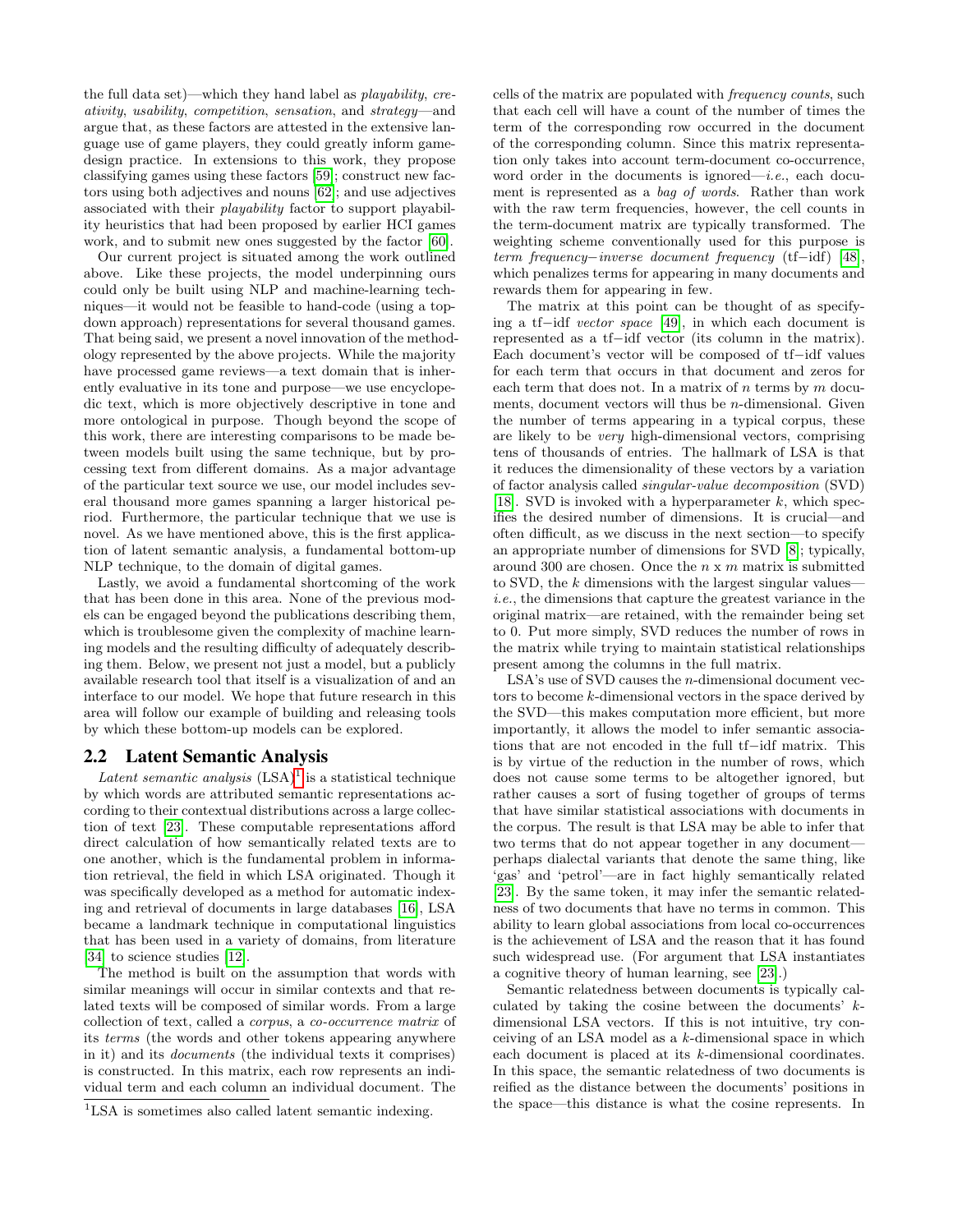the full data set)—which they hand label as *playability*, *creativity*, *usability*, *competition*, *sensation*, and *strategy*—and argue that, as these factors are attested in the extensive language use of game players, they could greatly inform game-design practice. In extensions to this work, they propose classifying games using these factors [59]; construct new factors using both adjectives and nouns [62]; and use adjectives associated with their *playability* factor to support playability heuristics that had been proposed by earlier HCI games work, and to submit new ones suggested by the factor [60].

Our current project is situated among the work outlined above. Like these projects, the model underpinning ours could only be built using NLP and machine-learning techniques—it would not be feasible to hand-code (using a top-down approach) representations for several thousand games. That being said, we present a novel innovation of the methodology represented by the above projects. While the majority have processed game reviews—a text domain that is inherently evaluative in its tone and purpose—we use encyclopedic text, which is more objectively descriptive in tone and more ontological in purpose. Though beyond the scope of this work, there are interesting comparisons to be made between models built using the same technique, but by processing text from different domains. As a major advantage of the particular text source we use, our model includes several thousand more games spanning a larger historical period. Furthermore, the particular technique that we use is novel. As we have mentioned above, this is the first application of latent semantic analysis, a fundamental bottom-up NLP technique, to the domain of digital games.

Lastly, we avoid a fundamental shortcoming of the work that has been done in this area. None of the previous models can be engaged beyond the publications describing them, which is troublesome given the complexity of machine learning models and the resulting difficulty of adequately describing them. Below, we present not just a model, but a publicly available research tool that itself is a visualization of and an interface to our model. We hope that future research in this area will follow our example of building and releasing tools by which these bottom-up models can be explored.

## 2.2 Latent Semantic Analysis

*Latent semantic analysis* (LSA)[1] is a statistical technique by which words are attributed semantic representations according to their contextual distributions across a large collection of text [23]. These computable representations afford direct calculation of how semantically related texts are to one another, which is the fundamental problem in information retrieval, the field in which LSA originated. Though it was specifically developed as a method for automatic indexing and retrieval of documents in large databases [16], LSA became a landmark technique in computational linguistics that has been used in a variety of domains, from literature [34] to science studies [12].

The method is built on the assumption that words with similar meanings will occur in similar contexts and that related texts will be composed of similar words. From a large collection of text, called a *corpus*, a *co-occurrence matrix* of its *terms* (the words and other tokens appearing anywhere in it) and its *documents* (the individual texts it comprises) is constructed. In this matrix, each row represents an individual term and each column an individual document. The cells of the matrix are populated with *frequency counts*, such that each cell will have a count of the number of times the term of the corresponding row occurred in the document of the corresponding column. Since this matrix representation only takes into account term-document co-occurrence, word order in the documents is ignored—*i.e.*, each document is represented as a *bag of words*. Rather than work with the raw term frequencies, however, the cell counts in the term-document matrix are typically transformed. The weighting scheme conventionally used for this purpose is *term frequency−inverse document frequency* (tf−idf) [48], which penalizes terms for appearing in many documents and rewards them for appearing in few.

The matrix at this point can be thought of as specifying a tf−idf *vector space* [49], in which each document is represented as a tf−idf vector (its column in the matrix). Each document's vector will be composed of tf−idf values for each term that occurs in that document and zeros for each term that does not. In a matrix of $n$ terms by $m$ documents, document vectors will thus be $n$-dimensional. Given the number of terms appearing in a typical corpus, these are likely to be *very* high-dimensional vectors, comprising tens of thousands of entries. The hallmark of LSA is that it reduces the dimensionality of these vectors by a variation of factor analysis called *singular-value decomposition* (SVD) [18]. SVD is invoked with a hyperparameter $k$, which specifies the desired number of dimensions. It is crucial—and often difficult, as we discuss in the next section—to specify an appropriate number of dimensions for SVD [8]; typically, around 300 are chosen. Once the $n$ x $m$ matrix is submitted to SVD, the $k$ dimensions with the largest singular values—*i.e.*, the dimensions that capture the greatest variance in the original matrix—are retained, with the remainder being set to 0. Put more simply, SVD reduces the number of rows in the matrix while trying to maintain statistical relationships present among the columns in the full matrix.

LSA's use of SVD causes the $n$-dimensional document vectors to become $k$-dimensional vectors in the space derived by the SVD—this makes computation more efficient, but more importantly, it allows the model to infer semantic associations that are not encoded in the full tf−idf matrix. This is by virtue of the reduction in the number of rows, which does not cause some terms to be altogether ignored, but rather causes a sort of fusing together of groups of terms that have similar statistical associations with documents in the corpus. The result is that LSA may be able to infer that two terms that do not appear together in any document—perhaps dialectal variants that denote the same thing, like 'gas' and 'petrol'—are in fact highly semantically related [23]. By the same token, it may infer the semantic relatedness of two documents that have no terms in common. This ability to learn global associations from local co-occurrences is the achievement of LSA and the reason that it has found such widespread use. (For argument that LSA instantiates a cognitive theory of human learning, see [23].)

Semantic relatedness between documents is typically calculated by taking the cosine between the documents' $k$-dimensional LSA vectors. If this is not intuitive, try conceiving of an LSA model as a $k$-dimensional space in which each document is placed at its $k$-dimensional coordinates. In this space, the semantic relatedness of two documents is reified as the distance between the documents' positions in the space—this distance is what the cosine represents. In

[1] LSA is sometimes also called latent semantic indexing.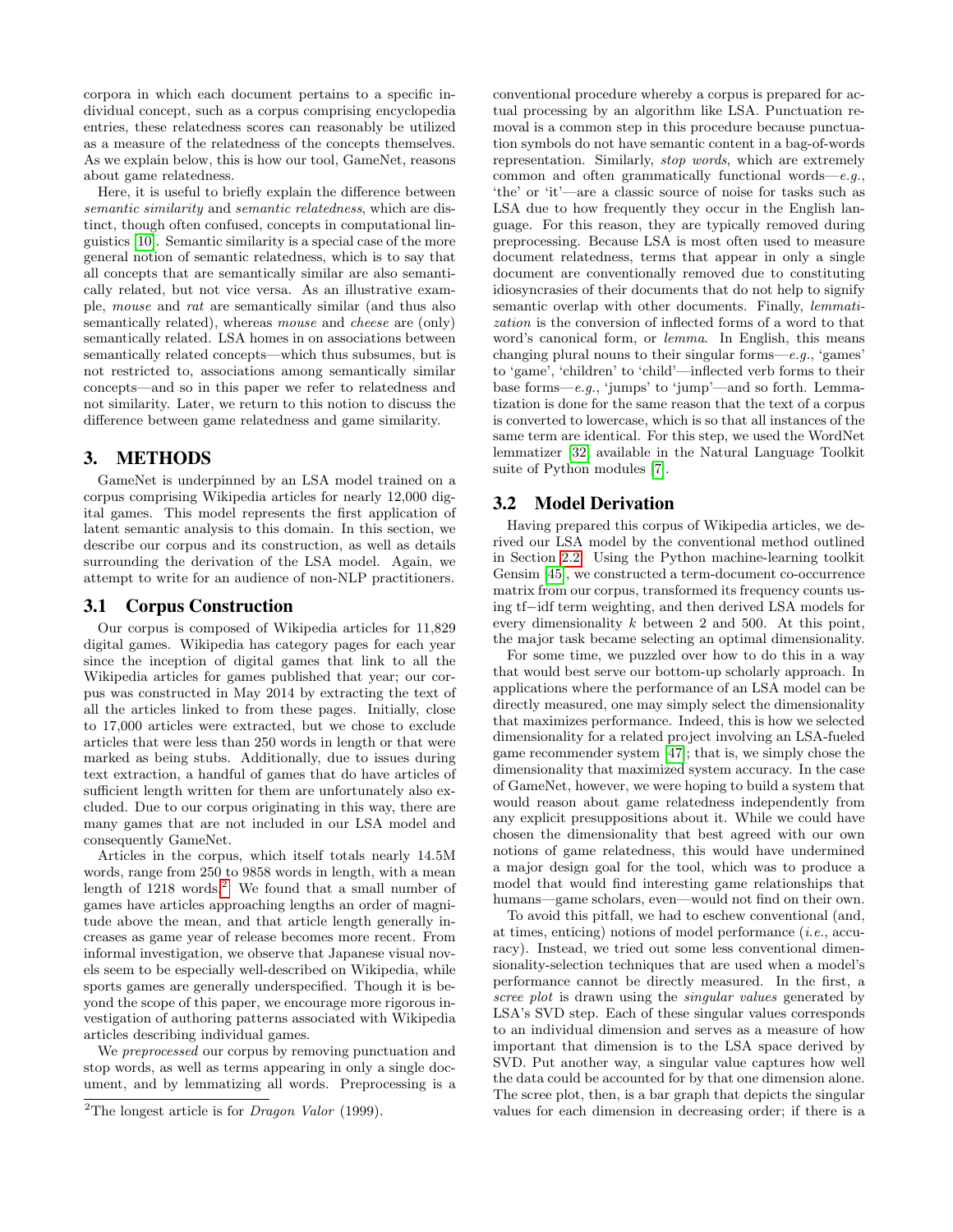corpora in which each document pertains to a specific individual concept, such as a corpus comprising encyclopedia entries, these relatedness scores can reasonably be utilized as a measure of the relatedness of the concepts themselves. As we explain below, this is how our tool, GameNet, reasons about game relatedness.

Here, it is useful to briefly explain the difference between *semantic similarity* and *semantic relatedness*, which are distinct, though often confused, concepts in computational linguistics [10]. Semantic similarity is a special case of the more general notion of semantic relatedness, which is to say that all concepts that are semantically similar are also semantically related, but not vice versa. As an illustrative example, *mouse* and *rat* are semantically similar (and thus also semantically related), whereas *mouse* and *cheese* are (only) semantically related. LSA homes in on associations between semantically related concepts—which thus subsumes, but is not restricted to, associations among semantically similar concepts—and so in this paper we refer to relatedness and not similarity. Later, we return to this notion to discuss the difference between game relatedness and game similarity.

# 3. METHODS

GameNet is underpinned by an LSA model trained on a corpus comprising Wikipedia articles for nearly 12,000 digital games. This model represents the first application of latent semantic analysis to this domain. In this section, we describe our corpus and its construction, as well as details surrounding the derivation of the LSA model. Again, we attempt to write for an audience of non-NLP practitioners.

## 3.1 Corpus Construction

Our corpus is composed of Wikipedia articles for 11,829 digital games. Wikipedia has category pages for each year since the inception of digital games that link to all the Wikipedia articles for games published that year; our corpus was constructed in May 2014 by extracting the text of all the articles linked to from these pages. Initially, close to 17,000 articles were extracted, but we chose to exclude articles that were less than 250 words in length or that were marked as being stubs. Additionally, due to issues during text extraction, a handful of games that do have articles of sufficient length written for them are unfortunately also excluded. Due to our corpus originating in this way, there are many games that are not included in our LSA model and consequently GameNet.

Articles in the corpus, which itself totals nearly 14.5M words, range from 250 to 9858 words in length, with a mean length of 1218 words.[2] We found that a small number of games have articles approaching lengths an order of magnitude above the mean, and that article length generally increases as game year of release becomes more recent. From informal investigation, we observe that Japanese visual novels seem to be especially well-described on Wikipedia, while sports games are generally underspecified. Though it is beyond the scope of this paper, we encourage more rigorous investigation of authoring patterns associated with Wikipedia articles describing individual games.

We *preprocessed* our corpus by removing punctuation and stop words, as well as terms appearing in only a single document, and by lemmatizing all words. Preprocessing is a conventional procedure whereby a corpus is prepared for actual processing by an algorithm like LSA. Punctuation removal is a common step in this procedure because punctuation symbols do not have semantic content in a bag-of-words representation. Similarly, *stop words*, which are extremely common and often grammatically functional words—*e.g.*, 'the' or 'it'—are a classic source of noise for tasks such as LSA due to how frequently they occur in the English language. For this reason, they are typically removed during preprocessing. Because LSA is most often used to measure document relatedness, terms that appear in only a single document are conventionally removed due to constituting idiosyncrasies of their documents that do not help to signify semantic overlap with other documents. Finally, *lemmatization* is the conversion of inflected forms of a word to that word's canonical form, or *lemma*. In English, this means changing plural nouns to their singular forms—*e.g.*, 'games' to 'game', 'children' to 'child'—inflected verb forms to their base forms—*e.g.*, 'jumps' to 'jump'—and so forth. Lemmatization is done for the same reason that the text of a corpus is converted to lowercase, which is so that all instances of the same term are identical. For this step, we used the WordNet lemmatizer [32] available in the Natural Language Toolkit suite of Python modules [7].

## 3.2 Model Derivation

Having prepared this corpus of Wikipedia articles, we derived our LSA model by the conventional method outlined in Section 2.2. Using the Python machine-learning toolkit Gensim [45], we constructed a term-document co-occurrence matrix from our corpus, transformed its frequency counts using tf−idf term weighting, and then derived LSA models for every dimensionality $k$ between 2 and 500. At this point, the major task became selecting an optimal dimensionality.

For some time, we puzzled over how to do this in a way that would best serve our bottom-up scholarly approach. In applications where the performance of an LSA model can be directly measured, one may simply select the dimensionality that maximizes performance. Indeed, this is how we selected dimensionality for a related project involving an LSA-fueled game recommender system [47]; that is, we simply chose the dimensionality that maximized system accuracy. In the case of GameNet, however, we were hoping to build a system that would reason about game relatedness independently from any explicit presuppositions about it. While we could have chosen the dimensionality that best agreed with our own notions of game relatedness, this would have undermined a major design goal for the tool, which was to produce a model that would find interesting game relationships that humans—game scholars, even—would not find on their own.

To avoid this pitfall, we had to eschew conventional (and, at times, enticing) notions of model performance (*i.e.*, accuracy). Instead, we tried out some less conventional dimensionality-selection techniques that are used when a model's performance cannot be directly measured. In the first, a *scree plot* is drawn using the *singular values* generated by LSA's SVD step. Each of these singular values corresponds to an individual dimension and serves as a measure of how important that dimension is to the LSA space derived by SVD. Put another way, a singular value captures how well the data could be accounted for by that one dimension alone. The scree plot, then, is a bar graph that depicts the singular values for each dimension in decreasing order; if there is a

[2] The longest article is for *Dragon Valor* (1999).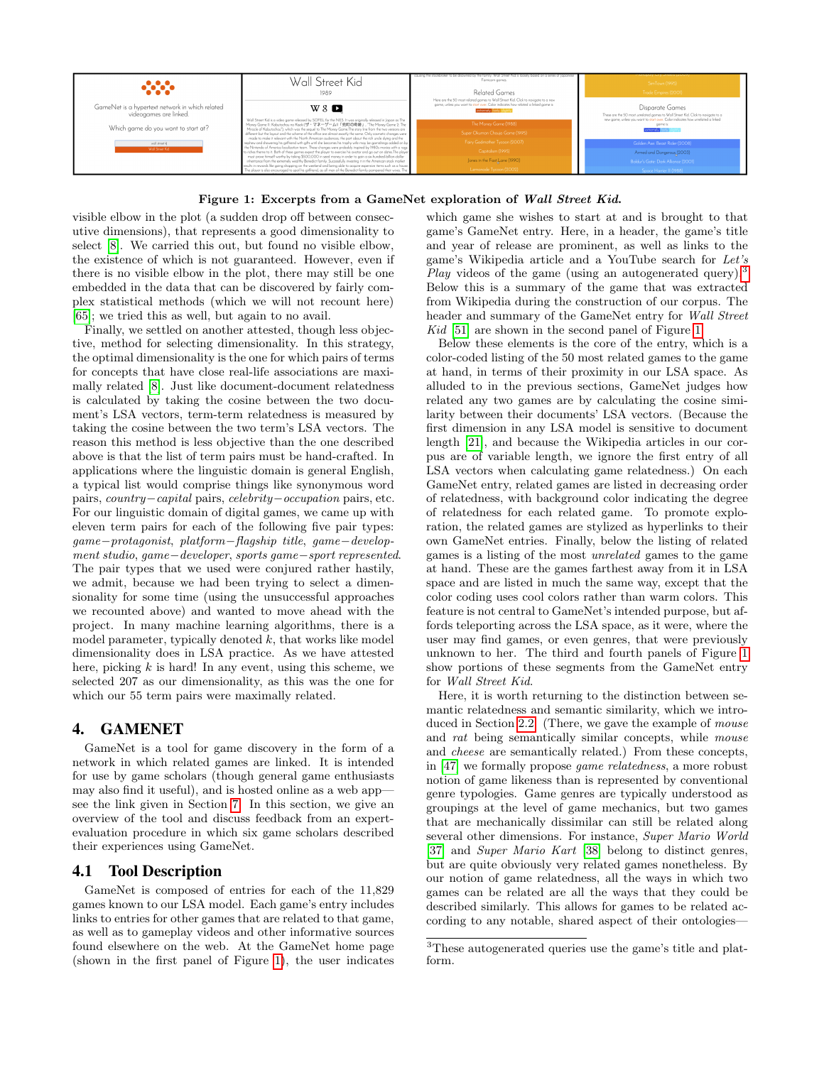Figure 1: Excerpts from a GameNet exploration of *Wall Street Kid*.

visible elbow in the plot (a sudden drop off between consecutive dimensions), that represents a good dimensionality to select [8]. We carried this out, but found no visible elbow, the existence of which is not guaranteed. However, even if there is no visible elbow in the plot, there may still be one embedded in the data that can be discovered by fairly complex statistical methods (which we will not recount here) [65]; we tried this as well, but again to no avail.

Finally, we settled on another attested, though less objective, method for selecting dimensionality. In this strategy, the optimal dimensionality is the one for which pairs of terms for concepts that have close real-life associations are maximally related [8]. Just like document-document relatedness is calculated by taking the cosine between the two document's LSA vectors, term-term relatedness is measured by taking the cosine between the two term's LSA vectors. The reason this method is less objective than the one described above is that the list of term pairs must be hand-crafted. In applications where the linguistic domain is general English, a typical list would comprise things like synonymous word pairs, *country—capital* pairs, *celebrity—occupation* pairs, etc. For our linguistic domain of digital games, we came up with eleven term pairs for each of the following five pair types: *game—protagonist*, *platform—flagship title*, *game—development studio*, *game—developer*, *sports game—sport represented*. The pair types that we used were conjured rather hastily, we admit, because we had been trying to select a dimensionality for some time (using the unsuccessful approaches we recounted above) and wanted to move ahead with the project. In many machine learning algorithms, there is a model parameter, typically denoted $k$, that works like model dimensionality does in LSA practice. As we have attested here, picking $k$ is hard! In any event, using this scheme, we selected 207 as our dimensionality, as this was the one for which our 55 term pairs were maximally related.

## 4. GAMENET

GameNet is a tool for game discovery in the form of a network in which related games are linked. It is intended for use by game scholars (though general game enthusiasts may also find it useful), and is hosted online as a web app—see the link given in Section 7. In this section, we give an overview of the tool and discuss feedback from an expert-evaluation procedure in which six game scholars described their experiences using GameNet.

### 4.1 Tool Description

GameNet is composed of entries for each of the 11,829 games known to our LSA model. Each game's entry includes links to entries for other games that are related to that game, as well as to gameplay videos and other informative sources found elsewhere on the web. At the GameNet home page (shown in the first panel of Figure 1), the user indicates which game she wishes to start at and is brought to that game's GameNet entry. Here, in a header, the game's title and year of release are prominent, as well as links to the game's Wikipedia article and a YouTube search for *Let's Play* videos of the game (using an autogenerated query).[3] Below this is a summary of the game that was extracted from Wikipedia during the construction of our corpus. The header and summary of the GameNet entry for *Wall Street Kid* [51] are shown in the second panel of Figure 1.

Below these elements is the core of the entry, which is a color-coded listing of the 50 most related games to the game at hand, in terms of their proximity in our LSA space. As alluded to in the previous sections, GameNet judges how related any two games are by calculating the cosine similarity between their documents' LSA vectors. (Because the first dimension in any LSA model is sensitive to document length [21], and because the Wikipedia articles in our corpus are of variable length, we ignore the first entry of all LSA vectors when calculating game relatedness.) On each GameNet entry, related games are listed in decreasing order of relatedness, with background color indicating the degree of relatedness for each related game. To promote exploration, the related games are stylized as hyperlinks to their own GameNet entries. Finally, below the listing of related games is a listing of the most *unrelated* games to the game at hand. These are the games farthest away from it in LSA space and are listed in much the same way, except that the color coding uses cool colors rather than warm colors. This feature is not central to GameNet's intended purpose, but affords teleporting across the LSA space, as it were, where the user may find games, or even genres, that were previously unknown to her. The third and fourth panels of Figure 1 show portions of these segments from the GameNet entry for *Wall Street Kid*.

Here, it is worth returning to the distinction between semantic relatedness and semantic similarity, which we introduced in Section 2.2. (There, we gave the example of *mouse* and *rat* being semantically similar concepts, while *mouse* and *cheese* are semantically related.) From these concepts, in [47] we formally propose *game relatedness*, a more robust notion of game likeness than is represented by conventional genre typologies. Game genres are typically understood as groupings at the level of game mechanics, but two games that are mechanically dissimilar can still be related along several other dimensions. For instance, *Super Mario World* [37] and *Super Mario Kart* [38] belong to distinct genres, but are quite obviously very related games nonetheless. By our notion of game relatedness, all the ways in which two games can be related are all the ways that they could be described similarly. This allows for games to be related according to any notable, shared aspect of their ontologies—

[3] These autogenerated queries use the game's title and platform.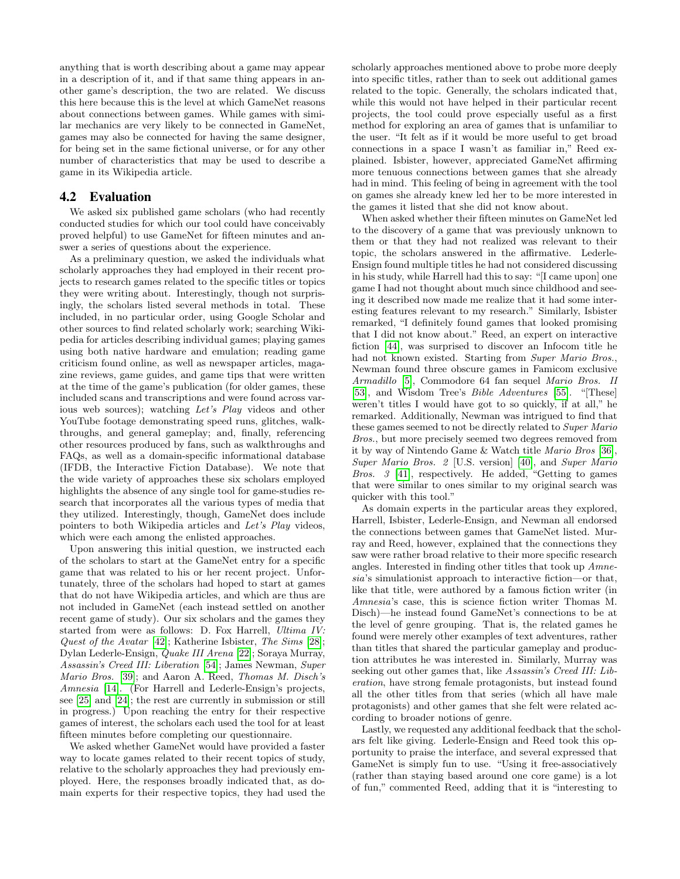anything that is worth describing about a game may appear in a description of it, and if that same thing appears in another game's description, the two are related. We discuss this here because this is the level at which GameNet reasons about connections between games. While games with similar mechanics are very likely to be connected in GameNet, games may also be connected for having the same designer, for being set in the same fictional universe, or for any other number of characteristics that may be used to describe a game in its Wikipedia article.

## 4.2 Evaluation

We asked six published game scholars (who had recently conducted studies for which our tool could have conceivably proved helpful) to use GameNet for fifteen minutes and answer a series of questions about the experience.

As a preliminary question, we asked the individuals what scholarly approaches they had employed in their recent projects to research games related to the specific titles or topics they were writing about. Interestingly, though not surprisingly, the scholars listed several methods in total. These included, in no particular order, using Google Scholar and other sources to find related scholarly work; searching Wikipedia for articles describing individual games; playing games using both native hardware and emulation; reading game criticism found online, as well as newspaper articles, magazine reviews, game guides, and game tips that were written at the time of the game's publication (for older games, these included scans and transcriptions and were found across various web sources); watching *Let's Play* videos and other YouTube footage demonstrating speed runs, glitches, walkthroughs, and general gameplay; and, finally, referencing other resources produced by fans, such as walkthroughs and FAQs, as well as a domain-specific informational database (IFDB, the Interactive Fiction Database). We note that the wide variety of approaches these six scholars employed highlights the absence of any single tool for game-studies research that incorporates all the various types of media that they utilized. Interestingly, though, GameNet does include pointers to both Wikipedia articles and *Let's Play* videos, which were each among the enlisted approaches.

Upon answering this initial question, we instructed each of the scholars to start at the GameNet entry for a specific game that was related to his or her recent project. Unfortunately, three of the scholars had hoped to start at games that do not have Wikipedia articles, and which are thus are not included in GameNet (each instead settled on another recent game of study). Our six scholars and the games they started from were as follows: D. Fox Harrell, *Ultima IV: Quest of the Avatar* [42]; Katherine Isbister, *The Sims* [28]; Dylan Lederle-Ensign, *Quake III Arena* [22]; Soraya Murray, *Assassin's Creed III: Liberation* [54]; James Newman, *Super Mario Bros.* [39]; and Aaron A. Reed, *Thomas M. Disch's Amnesia* [14]. (For Harrell and Lederle-Ensign's projects, see [25] and [24]; the rest are currently in submission or still in progress.) Upon reaching the entry for their respective games of interest, the scholars each used the tool for at least fifteen minutes before completing our questionnaire.

We asked whether GameNet would have provided a faster way to locate games related to their recent topics of study, relative to the scholarly approaches they had previously employed. Here, the responses broadly indicated that, as domain experts for their respective topics, they had used the scholarly approaches mentioned above to probe more deeply into specific titles, rather than to seek out additional games related to the topic. Generally, the scholars indicated that, while this would not have helped in their particular recent projects, the tool could prove especially useful as a first method for exploring an area of games that is unfamiliar to the user. "It felt as if it would be more useful to get broad connections in a space I wasn't as familiar in," Reed explained. Isbister, however, appreciated GameNet affirming more tenuous connections between games that she already had in mind. This feeling of being in agreement with the tool on games she already knew led her to be more interested in the games it listed that she did not know about.

When asked whether their fifteen minutes on GameNet led to the discovery of a game that was previously unknown to them or that they had not realized was relevant to their topic, the scholars answered in the affirmative. Lederle-Ensign found multiple titles he had not considered discussing in his study, while Harrell had this to say: "[I came upon] one game I had not thought about much since childhood and seeing it described now made me realize that it had some interesting features relevant to my research." Similarly, Isbister remarked, "I definitely found games that looked promising that I did not know about." Reed, an expert on interactive fiction [44], was surprised to discover an Infocom title he had not known existed. Starting from *Super Mario Bros.*, Newman found three obscure games in Famicom exclusive *Armadillo* [5], Commodore 64 fan sequel *Mario Bros. II* [53], and Wisdom Tree's *Bible Adventures* [55]. "[These] weren't titles I would have got to so quickly, if at all," he remarked. Additionally, Newman was intrigued to find that these games seemed to not be directly related to *Super Mario Bros.*, but more precisely seemed two degrees removed from it by way of Nintendo Game & Watch title *Mario Bros* [36], *Super Mario Bros. 2* [U.S. version] [40], and *Super Mario Bros. 3* [41], respectively. He added, "Getting to games that were similar to ones similar to my original search was quicker with this tool."

As domain experts in the particular areas they explored, Harrell, Isbister, Lederle-Ensign, and Newman all endorsed the connections between games that GameNet listed. Murray and Reed, however, explained that the connections they saw were rather broad relative to their more specific research angles. Interested in finding other titles that took up *Amnesia*'s simulationist approach to interactive fiction—or that, like that title, were authored by a famous fiction writer (in *Amnesia*'s case, this is science fiction writer Thomas M. Disch)—he instead found GameNet's connections to be at the level of genre grouping. That is, the related games he found were merely other examples of text adventures, rather than titles that shared the particular gameplay and production attributes he was interested in. Similarly, Murray was seeking out other games that, like *Assassin's Creed III: Liberation*, have strong female protagonists, but instead found all the other titles from that series (which all have male protagonists) and other games that she felt were related according to broader notions of genre.

Lastly, we requested any additional feedback that the scholars felt like giving. Lederle-Ensign and Reed took this opportunity to praise the interface, and several expressed that GameNet is simply fun to use. "Using it free-associatively (rather than staying based around one core game) is a lot of fun," commented Reed, adding that it is "interesting to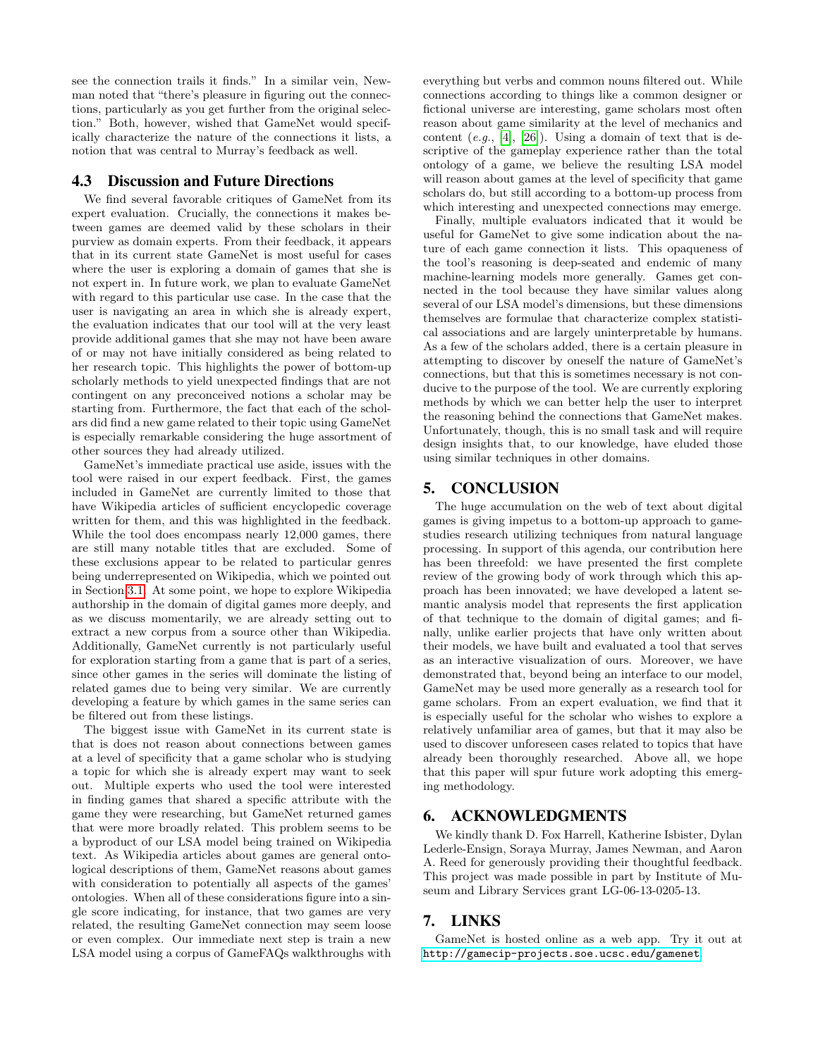see the connection trails it finds." In a similar vein, Newman noted that "there's pleasure in figuring out the connections, particularly as you get further from the original selection." Both, however, wished that GameNet would specifically characterize the nature of the connections it lists, a notion that was central to Murray's feedback as well.

## 4.3 Discussion and Future Directions

We find several favorable critiques of GameNet from its expert evaluation. Crucially, the connections it makes between games are deemed valid by these scholars in their purview as domain experts. From their feedback, it appears that in its current state GameNet is most useful for cases where the user is exploring a domain of games that she is not expert in. In future work, we plan to evaluate GameNet with regard to this particular use case. In the case that the user is navigating an area in which she is already expert, the evaluation indicates that our tool will at the very least provide additional games that she may not have been aware of or may not have initially considered as being related to her research topic. This highlights the power of bottom-up scholarly methods to yield unexpected findings that are not contingent on any preconceived notions a scholar may be starting from. Furthermore, the fact that each of the scholars did find a new game related to their topic using GameNet is especially remarkable considering the huge assortment of other sources they had already utilized.

GameNet's immediate practical use aside, issues with the tool were raised in our expert feedback. First, the games included in GameNet are currently limited to those that have Wikipedia articles of sufficient encyclopedic coverage written for them, and this was highlighted in the feedback. While the tool does encompass nearly 12,000 games, there are still many notable titles that are excluded. Some of these exclusions appear to be related to particular genres being underrepresented on Wikipedia, which we pointed out in Section 3.1. At some point, we hope to explore Wikipedia authorship in the domain of digital games more deeply, and as we discuss momentarily, we are already setting out to extract a new corpus from a source other than Wikipedia. Additionally, GameNet currently is not particularly useful for exploration starting from a game that is part of a series, since other games in the series will dominate the listing of related games due to being very similar. We are currently developing a feature by which games in the same series can be filtered out from these listings.

The biggest issue with GameNet in its current state is that is does not reason about connections between games at a level of specificity that a game scholar who is studying a topic for which she is already expert may want to seek out. Multiple experts who used the tool were interested in finding games that shared a specific attribute with the game they were researching, but GameNet returned games that were more broadly related. This problem seems to be a byproduct of our LSA model being trained on Wikipedia text. As Wikipedia articles about games are general ontological descriptions of them, GameNet reasons about games with consideration to potentially all aspects of the games' ontologies. When all of these considerations figure into a single score indicating, for instance, that two games are very related, the resulting GameNet connection may seem loose or even complex. Our immediate next step is train a new LSA model using a corpus of GameFAQs walkthroughs with everything but verbs and common nouns filtered out. While connections according to things like a common designer or fictional universe are interesting, game scholars most often reason about game similarity at the level of mechanics and content (*e.g.*, [4], [26]). Using a domain of text that is descriptive of the gameplay experience rather than the total ontology of a game, we believe the resulting LSA model will reason about games at the level of specificity that game scholars do, but still according to a bottom-up process from which interesting and unexpected connections may emerge.

Finally, multiple evaluators indicated that it would be useful for GameNet to give some indication about the nature of each game connection it lists. This opaqueness of the tool's reasoning is deep-seated and endemic of many machine-learning models more generally. Games get connected in the tool because they have similar values along several of our LSA model's dimensions, but these dimensions themselves are formulae that characterize complex statistical associations and are largely uninterpretable by humans. As a few of the scholars added, there is a certain pleasure in attempting to discover by oneself the nature of GameNet's connections, but that this is sometimes necessary is not conducive to the purpose of the tool. We are currently exploring methods by which we can better help the user to interpret the reasoning behind the connections that GameNet makes. Unfortunately, though, this is no small task and will require design insights that, to our knowledge, have eluded those using similar techniques in other domains.

# 5. CONCLUSION

The huge accumulation on the web of text about digital games is giving impetus to a bottom-up approach to game-studies research utilizing techniques from natural language processing. In support of this agenda, our contribution here has been threefold: we have presented the first complete review of the growing body of work through which this approach has been innovated; we have developed a latent semantic analysis model that represents the first application of that technique to the domain of digital games; and finally, unlike earlier projects that have only written about their models, we have built and evaluated a tool that serves as an interactive visualization of ours. Moreover, we have demonstrated that, beyond being an interface to our model, GameNet may be used more generally as a research tool for game scholars. From an expert evaluation, we find that it is especially useful for the scholar who wishes to explore a relatively unfamiliar area of games, but that it may also be used to discover unforeseen cases related to topics that have already been thoroughly researched. Above all, we hope that this paper will spur future work adopting this emerging methodology.

# 6. ACKNOWLEDGMENTS

We kindly thank D. Fox Harrell, Katherine Isbister, Dylan Lederle-Ensign, Soraya Murray, James Newman, and Aaron A. Reed for generously providing their thoughtful feedback. This project was made possible in part by Institute of Museum and Library Services grant LG-06-13-0205-13.

# 7. LINKS

GameNet is hosted online as a web app. Try it out at `http://gamecip-projects.soe.ucsc.edu/gamenet`.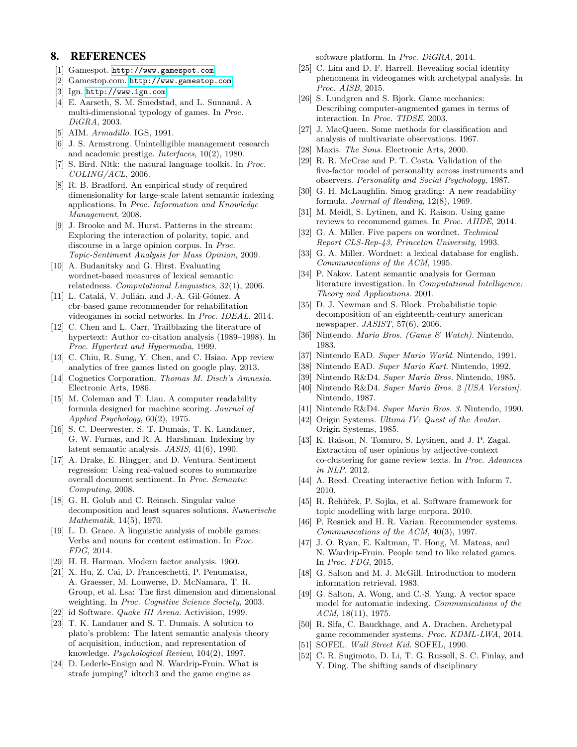## 8. REFERENCES

[1] Gamespot. http://www.gamespot.com

[2] Gamestop.com. http://www.gamestop.com

[3] Ign. http://www.ign.com

[4] E. Aarseth, S. M. Smedstad, and L. Sunnanå. A multi-dimensional typology of games. In *Proc. DiGRA*, 2003.

[5] AIM. *Armadillo*. IGS, 1991.

[6] J. S. Armstrong. Unintelligible management research and academic prestige. *Interfaces*, 10(2), 1980.

[7] S. Bird. Nltk: the natural language toolkit. In *Proc. COLING/ACL*, 2006.

[8] R. B. Bradford. An empirical study of required dimensionality for large-scale latent semantic indexing applications. In *Proc. Information and Knowledge Management*, 2008.

[9] J. Brooke and M. Hurst. Patterns in the stream: Exploring the interaction of polarity, topic, and discourse in a large opinion corpus. In *Proc. Topic-Sentiment Analysis for Mass Opinion*, 2009.

[10] A. Budanitsky and G. Hirst. Evaluating wordnet-based measures of lexical semantic relatedness. *Computational Linguistics*, 32(1), 2006.

[11] L. Catalá, V. Julián, and J.-A. Gil-Gómez. A cbr-based game recommender for rehabilitation videogames in social networks. In *Proc. IDEAL*, 2014.

[12] C. Chen and L. Carr. Trailblazing the literature of hypertext: Author co-citation analysis (1989–1998). In *Proc. Hypertext and Hypermedia*, 1999.

[13] C. Chiu, R. Sung, Y. Chen, and C. Hsiao. App review analytics of free games listed on google play. 2013.

[14] Cognetics Corporation. *Thomas M. Disch's Amnesia*. Electronic Arts, 1986.

[15] M. Coleman and T. Liau. A computer readability formula designed for machine scoring. *Journal of Applied Psychology*, 60(2), 1975.

[16] S. C. Deerwester, S. T. Dumais, T. K. Landauer, G. W. Furnas, and R. A. Harshman. Indexing by latent semantic analysis. *JASIS*, 41(6), 1990.

[17] A. Drake, E. Ringger, and D. Ventura. Sentiment regression: Using real-valued scores to summarize overall document sentiment. In *Proc. Semantic Computing*, 2008.

[18] G. H. Golub and C. Reinsch. Singular value decomposition and least squares solutions. *Numerische Mathematik*, 14(5), 1970.

[19] L. D. Grace. A linguistic analysis of mobile games: Verbs and nouns for content estimation. In *Proc. FDG*, 2014.

[20] H. H. Harman. Modern factor analysis. 1960.

[21] X. Hu, Z. Cai, D. Franceschetti, P. Penumatsa, A. Graesser, M. Louwerse, D. McNamara, T. R. Group, et al. Lsa: The first dimension and dimensional weighting. In *Proc. Cognitive Science Society*, 2003.

[22] id Software. *Quake III Arena*. Activision, 1999.

[23] T. K. Landauer and S. T. Dumais. A solution to plato's problem: The latent semantic analysis theory of acquisition, induction, and representation of knowledge. *Psychological Review*, 104(2), 1997.

[24] D. Lederle-Ensign and N. Wardrip-Fruin. What is strafe jumping? idtech3 and the game engine as software platform. In *Proc. DiGRA*, 2014.

[25] C. Lim and D. F. Harrell. Revealing social identity phenomena in videogames with archetypal analysis. In *Proc. AISB*, 2015.

[26] S. Lundgren and S. Bjork. Game mechanics: Describing computer-augmented games in terms of interaction. In *Proc. TIDSE*, 2003.

[27] J. MacQueen. Some methods for classification and analysis of multivariate observations. 1967.

[28] Maxis. *The Sims*. Electronic Arts, 2000.

[29] R. R. McCrae and P. T. Costa. Validation of the five-factor model of personality across instruments and observers. *Personality and Social Psychology*, 1987.

[30] G. H. McLaughlin. Smog grading: A new readability formula. *Journal of Reading*, 12(8), 1969.

[31] M. Meidl, S. Lytinen, and K. Raison. Using game reviews to recommend games. In *Proc. AIIDE*, 2014.

[32] G. A. Miller. Five papers on wordnet. *Technical Report CLS-Rep-43, Princeton University*, 1993.

[33] G. A. Miller. Wordnet: a lexical database for english. *Communications of the ACM*, 1995.

[34] P. Nakov. Latent semantic analysis for German literature investigation. In *Computational Intelligence: Theory and Applications*. 2001.

[35] D. J. Newman and S. Block. Probabilistic topic decomposition of an eighteenth-century american newspaper. *JASIST*, 57(6), 2006.

[36] Nintendo. *Mario Bros. (Game & Watch)*. Nintendo, 1983.

[37] Nintendo EAD. *Super Mario World*. Nintendo, 1991.

[38] Nintendo EAD. *Super Mario Kart*. Nintendo, 1992.

[39] Nintendo R&D4. *Super Mario Bros.* Nintendo, 1985.

[40] Nintendo R&D4. *Super Mario Bros. 2 [USA Version]*. Nintendo, 1987.

[41] Nintendo R&D4. *Super Mario Bros. 3*. Nintendo, 1990.

[42] Origin Systems. *Ultima IV: Quest of the Avatar*. Origin Systems, 1985.

[43] K. Raison, N. Tomuro, S. Lytinen, and J. P. Zagal. Extraction of user opinions by adjective-context co-clustering for game review texts. In *Proc. Advances in NLP*. 2012.

[44] A. Reed. Creating interactive fiction with Inform 7. 2010.

[45] R. Řehůřek, P. Sojka, et al. Software framework for topic modelling with large corpora. 2010.

[46] P. Resnick and H. R. Varian. Recommender systems. *Communications of the ACM*, 40(3), 1997.

[47] J. O. Ryan, E. Kaltman, T. Hong, M. Mateas, and N. Wardrip-Fruin. People tend to like related games. In *Proc. FDG*, 2015.

[48] G. Salton and M. J. McGill. Introduction to modern information retrieval. 1983.

[49] G. Salton, A. Wong, and C.-S. Yang. A vector space model for automatic indexing. *Communications of the ACM*, 18(11), 1975.

[50] R. Sifa, C. Bauckhage, and A. Drachen. Archetypal game recommender systems. *Proc. KDML-LWA*, 2014.

[51] SOFEL. *Wall Street Kid*. SOFEL, 1990.

[52] C. R. Sugimoto, D. Li, T. G. Russell, S. C. Finlay, and Y. Ding. The shifting sands of disciplinary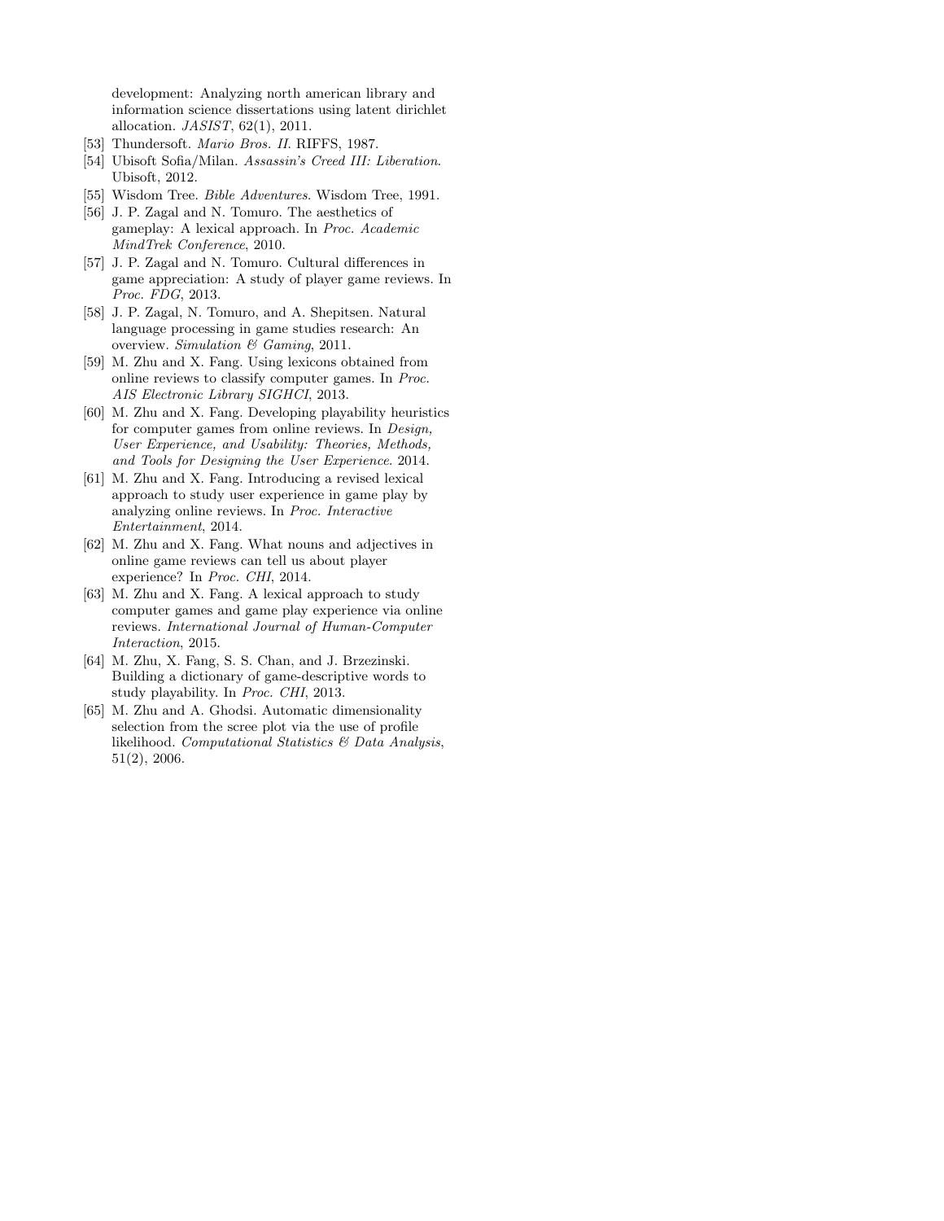development: Analyzing north american library and information science dissertations using latent dirichlet allocation. *JASIST*, 62(1), 2011.

[53] Thundersoft. *Mario Bros. II*. RIFFS, 1987.

[54] Ubisoft Sofia/Milan. *Assassin's Creed III: Liberation*. Ubisoft, 2012.

[55] Wisdom Tree. *Bible Adventures*. Wisdom Tree, 1991.

[56] J. P. Zagal and N. Tomuro. The aesthetics of gameplay: A lexical approach. In *Proc. Academic MindTrek Conference*, 2010.

[57] J. P. Zagal and N. Tomuro. Cultural differences in game appreciation: A study of player game reviews. In *Proc. FDG*, 2013.

[58] J. P. Zagal, N. Tomuro, and A. Shepitsen. Natural language processing in game studies research: An overview. *Simulation & Gaming*, 2011.

[59] M. Zhu and X. Fang. Using lexicons obtained from online reviews to classify computer games. In *Proc. AIS Electronic Library SIGHCI*, 2013.

[60] M. Zhu and X. Fang. Developing playability heuristics for computer games from online reviews. In *Design, User Experience, and Usability: Theories, Methods, and Tools for Designing the User Experience*. 2014.

[61] M. Zhu and X. Fang. Introducing a revised lexical approach to study user experience in game play by analyzing online reviews. In *Proc. Interactive Entertainment*, 2014.

[62] M. Zhu and X. Fang. What nouns and adjectives in online game reviews can tell us about player experience? In *Proc. CHI*, 2014.

[63] M. Zhu and X. Fang. A lexical approach to study computer games and game play experience via online reviews. *International Journal of Human-Computer Interaction*, 2015.

[64] M. Zhu, X. Fang, S. S. Chan, and J. Brzezinski. Building a dictionary of game-descriptive words to study playability. In *Proc. CHI*, 2013.

[65] M. Zhu and A. Ghodsi. Automatic dimensionality selection from the scree plot via the use of profile likelihood. *Computational Statistics & Data Analysis*, 51(2), 2006.